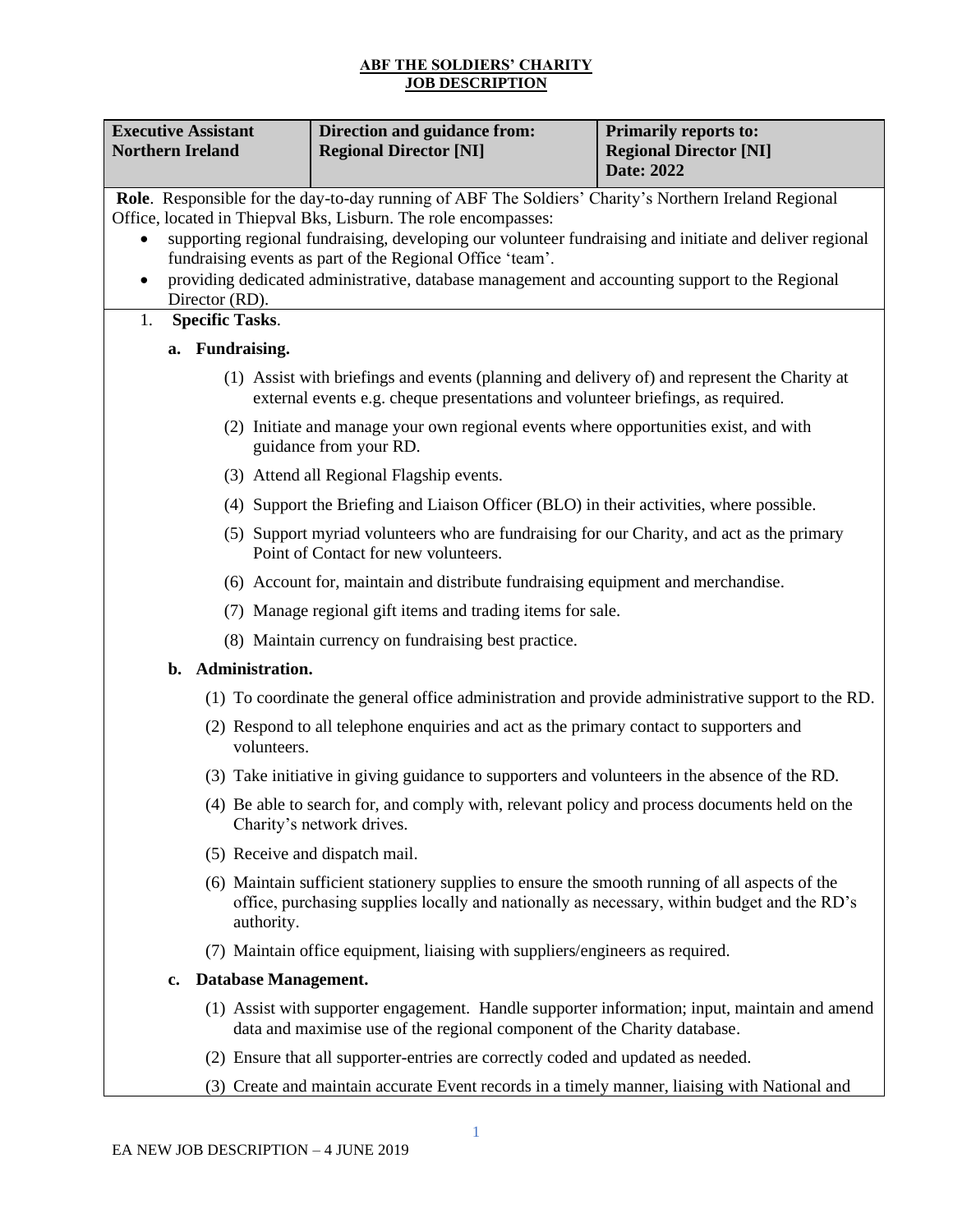**ABF THE SOLDIERS' CHARITY**
**JOB DESCRIPTION**

| **Executive Assistant Northern Ireland** | **Direction and guidance from: Regional Director [NI]** | **Primarily reports to: Regional Director [NI] Date: 2022** |
|---|---|---|

**Role**. Responsible for the day-to-day running of ABF The Soldiers' Charity's Northern Ireland Regional Office, located in Thiepval Bks, Lisburn. The role encompasses:

- supporting regional fundraising, developing our volunteer fundraising and initiate and deliver regional fundraising events as part of the Regional Office 'team'.
- providing dedicated administrative, database management and accounting support to the Regional Director (RD).

1. **Specific Tasks**.

   a. **Fundraising.**

   (1) Assist with briefings and events (planning and delivery of) and represent the Charity at external events e.g. cheque presentations and volunteer briefings, as required.

   (2) Initiate and manage your own regional events where opportunities exist, and with guidance from your RD.

   (3) Attend all Regional Flagship events.

   (4) Support the Briefing and Liaison Officer (BLO) in their activities, where possible.

   (5) Support myriad volunteers who are fundraising for our Charity, and act as the primary Point of Contact for new volunteers.

   (6) Account for, maintain and distribute fundraising equipment and merchandise.

   (7) Manage regional gift items and trading items for sale.

   (8) Maintain currency on fundraising best practice.

   b. **Administration.**

   (1) To coordinate the general office administration and provide administrative support to the RD.

   (2) Respond to all telephone enquiries and act as the primary contact to supporters and volunteers.

   (3) Take initiative in giving guidance to supporters and volunteers in the absence of the RD.

   (4) Be able to search for, and comply with, relevant policy and process documents held on the Charity's network drives.

   (5) Receive and dispatch mail.

   (6) Maintain sufficient stationery supplies to ensure the smooth running of all aspects of the office, purchasing supplies locally and nationally as necessary, within budget and the RD's authority.

   (7) Maintain office equipment, liaising with suppliers/engineers as required.

   c. **Database Management.**

   (1) Assist with supporter engagement. Handle supporter information; input, maintain and amend data and maximise use of the regional component of the Charity database.

   (2) Ensure that all supporter-entries are correctly coded and updated as needed.

   (3) Create and maintain accurate Event records in a timely manner, liaising with National and

EA NEW JOB DESCRIPTION – 4 JUNE 2019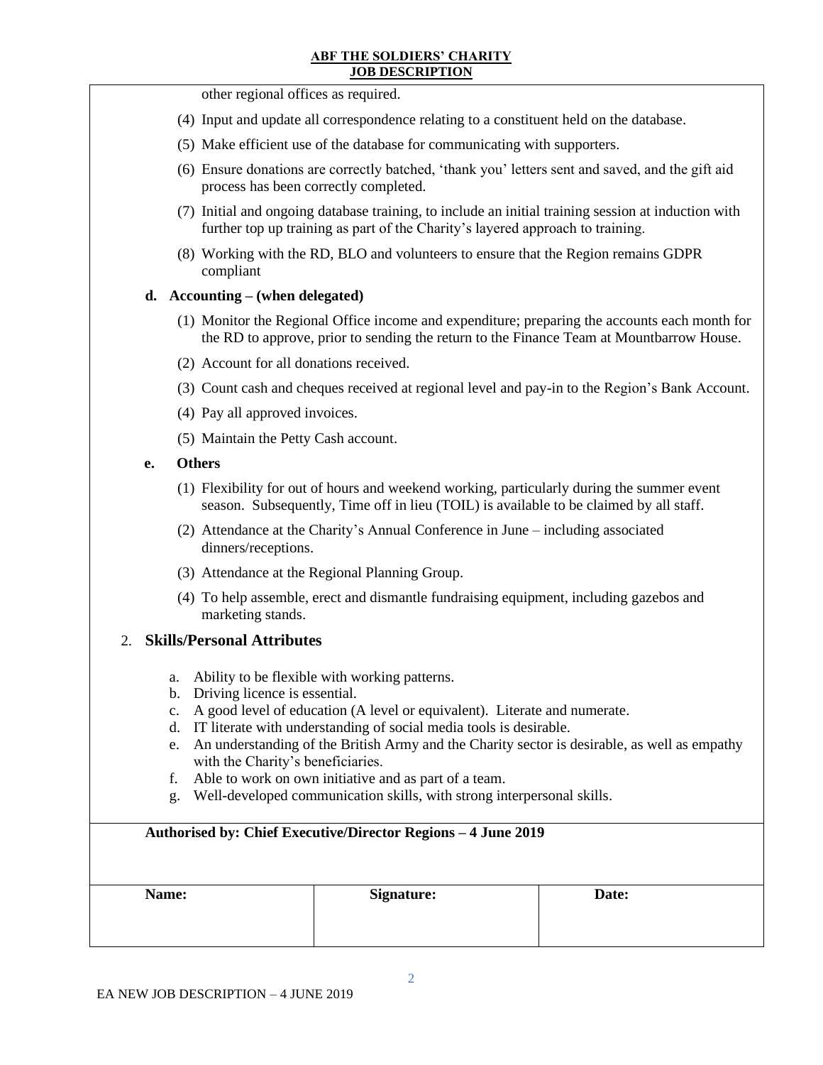other regional offices as required.

(4) Input and update all correspondence relating to a constituent held on the database.

(5) Make efficient use of the database for communicating with supporters.

(6) Ensure donations are correctly batched, 'thank you' letters sent and saved, and the gift aid process has been correctly completed.

(7) Initial and ongoing database training, to include an initial training session at induction with further top up training as part of the Charity's layered approach to training.

(8) Working with the RD, BLO and volunteers to ensure that the Region remains GDPR compliant

**d. Accounting – (when delegated)**

(1) Monitor the Regional Office income and expenditure; preparing the accounts each month for the RD to approve, prior to sending the return to the Finance Team at Mountbarrow House.

(2) Account for all donations received.

(3) Count cash and cheques received at regional level and pay-in to the Region's Bank Account.

(4) Pay all approved invoices.

(5) Maintain the Petty Cash account.

**e. Others**

(1) Flexibility for out of hours and weekend working, particularly during the summer event season. Subsequently, Time off in lieu (TOIL) is available to be claimed by all staff.

(2) Attendance at the Charity's Annual Conference in June – including associated dinners/receptions.

(3) Attendance at the Regional Planning Group.

(4) To help assemble, erect and dismantle fundraising equipment, including gazebos and marketing stands.

## 2. Skills/Personal Attributes

a. Ability to be flexible with working patterns.
b. Driving licence is essential.
c. A good level of education (A level or equivalent). Literate and numerate.
d. IT literate with understanding of social media tools is desirable.
e. An understanding of the British Army and the Charity sector is desirable, as well as empathy with the Charity's beneficiaries.
f. Able to work on own initiative and as part of a team.
g. Well-developed communication skills, with strong interpersonal skills.

**Authorised by: Chief Executive/Director Regions – 4 June 2019**

| Name: | Signature: | Date: |
| --- | --- | --- |
| | | |

EA NEW JOB DESCRIPTION – 4 JUNE 2019